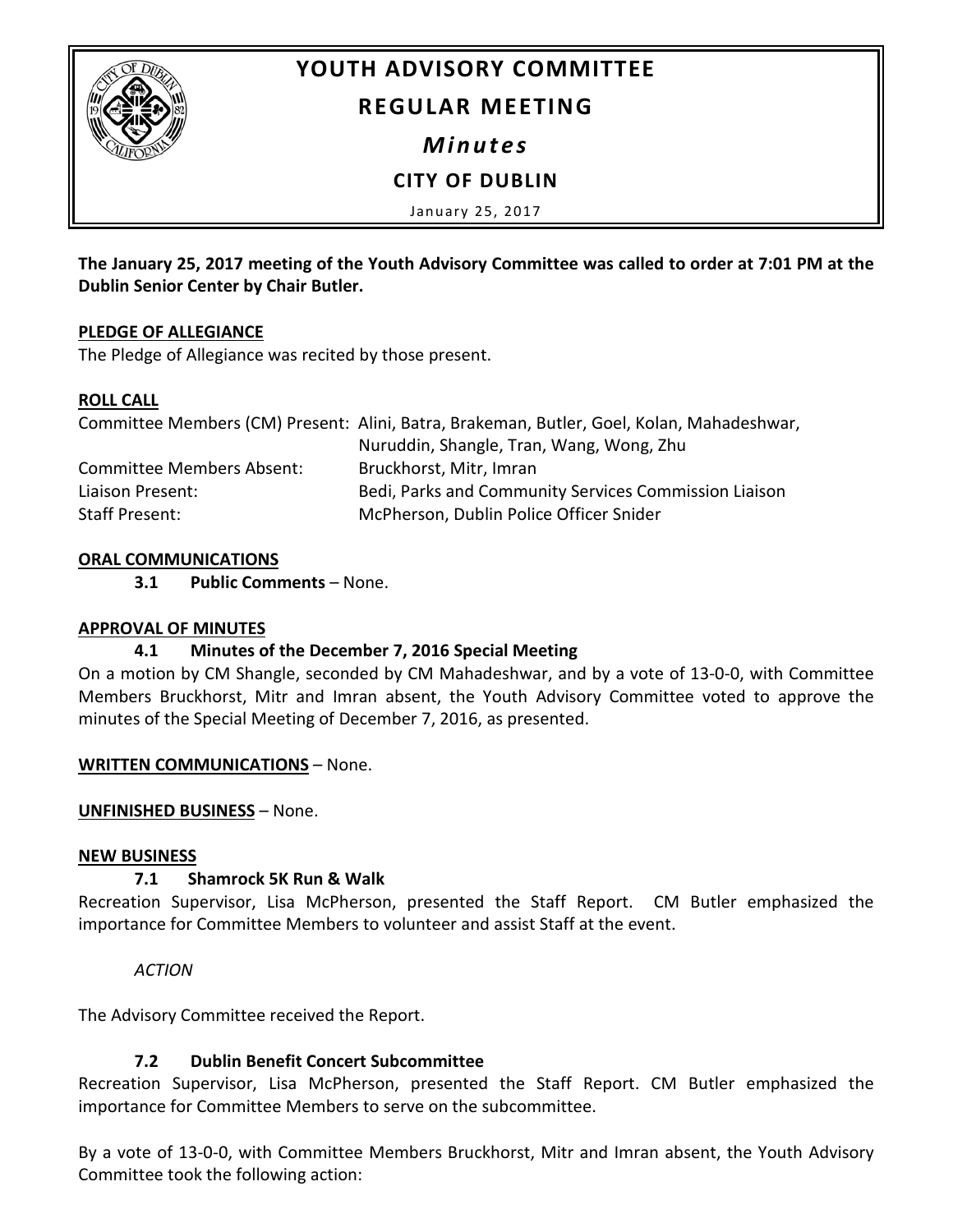# YOUTH ADVISORY COMMITTEE

## REGULAR MEETING

### *Minutes*

### CITY OF DUBLIN

January 25, 2017

**The January 25, 2017 meeting of the Youth Advisory Committee was called to order at 7:01 PM at the Dublin Senior Center by Chair Butler.**

**PLEDGE OF ALLEGIANCE**

The Pledge of Allegiance was recited by those present.

**ROLL CALL**

| | |
|---|---|
| Committee Members (CM) Present: | Alini, Batra, Brakeman, Butler, Goel, Kolan, Mahadeshwar, Nuruddin, Shangle, Tran, Wang, Wong, Zhu |
| Committee Members Absent: | Bruckhorst, Mitr, Imran |
| Liaison Present: | Bedi, Parks and Community Services Commission Liaison |
| Staff Present: | McPherson, Dublin Police Officer Snider |

**ORAL COMMUNICATIONS**

**3.1 Public Comments** – None.

**APPROVAL OF MINUTES**

**4.1 Minutes of the December 7, 2016 Special Meeting**

On a motion by CM Shangle, seconded by CM Mahadeshwar, and by a vote of 13-0-0, with Committee Members Bruckhorst, Mitr and Imran absent, the Youth Advisory Committee voted to approve the minutes of the Special Meeting of December 7, 2016, as presented.

**WRITTEN COMMUNICATIONS** – None.

**UNFINISHED BUSINESS** – None.

**NEW BUSINESS**

**7.1 Shamrock 5K Run & Walk**

Recreation Supervisor, Lisa McPherson, presented the Staff Report. CM Butler emphasized the importance for Committee Members to volunteer and assist Staff at the event.

*ACTION*

The Advisory Committee received the Report.

**7.2 Dublin Benefit Concert Subcommittee**

Recreation Supervisor, Lisa McPherson, presented the Staff Report. CM Butler emphasized the importance for Committee Members to serve on the subcommittee.

By a vote of 13-0-0, with Committee Members Bruckhorst, Mitr and Imran absent, the Youth Advisory Committee took the following action: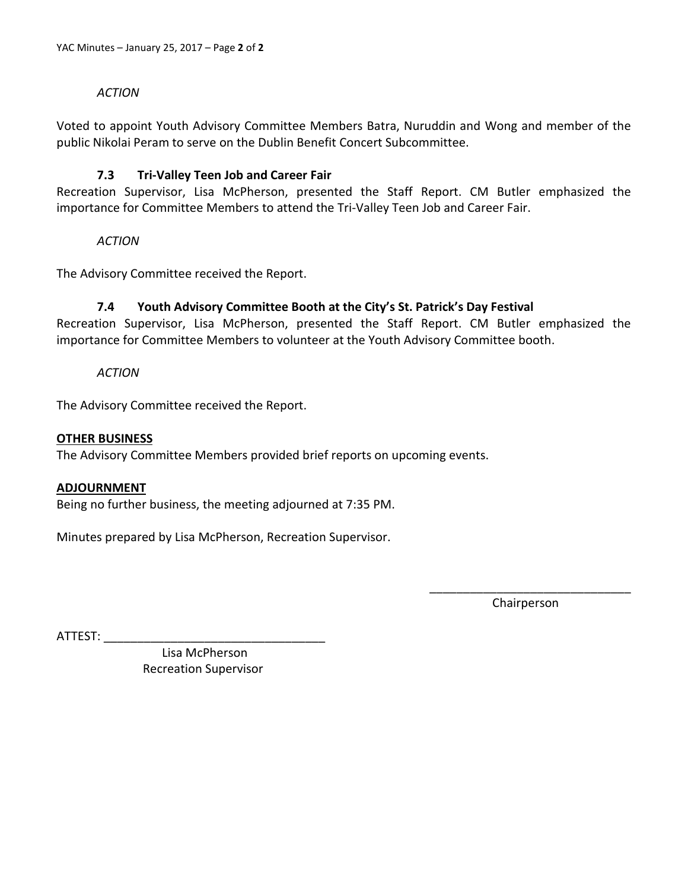*ACTION*

Voted to appoint Youth Advisory Committee Members Batra, Nuruddin and Wong and member of the public Nikolai Peram to serve on the Dublin Benefit Concert Subcommittee.

### 7.3 Tri-Valley Teen Job and Career Fair

Recreation Supervisor, Lisa McPherson, presented the Staff Report. CM Butler emphasized the importance for Committee Members to attend the Tri-Valley Teen Job and Career Fair.

*ACTION*

The Advisory Committee received the Report.

### 7.4 Youth Advisory Committee Booth at the City's St. Patrick's Day Festival

Recreation Supervisor, Lisa McPherson, presented the Staff Report. CM Butler emphasized the importance for Committee Members to volunteer at the Youth Advisory Committee booth.

*ACTION*

The Advisory Committee received the Report.

## OTHER BUSINESS

The Advisory Committee Members provided brief reports on upcoming events.

## ADJOURNMENT

Being no further business, the meeting adjourned at 7:35 PM.

Minutes prepared by Lisa McPherson, Recreation Supervisor.

______________________________
Chairperson

ATTEST: _________________________________
Lisa McPherson
Recreation Supervisor